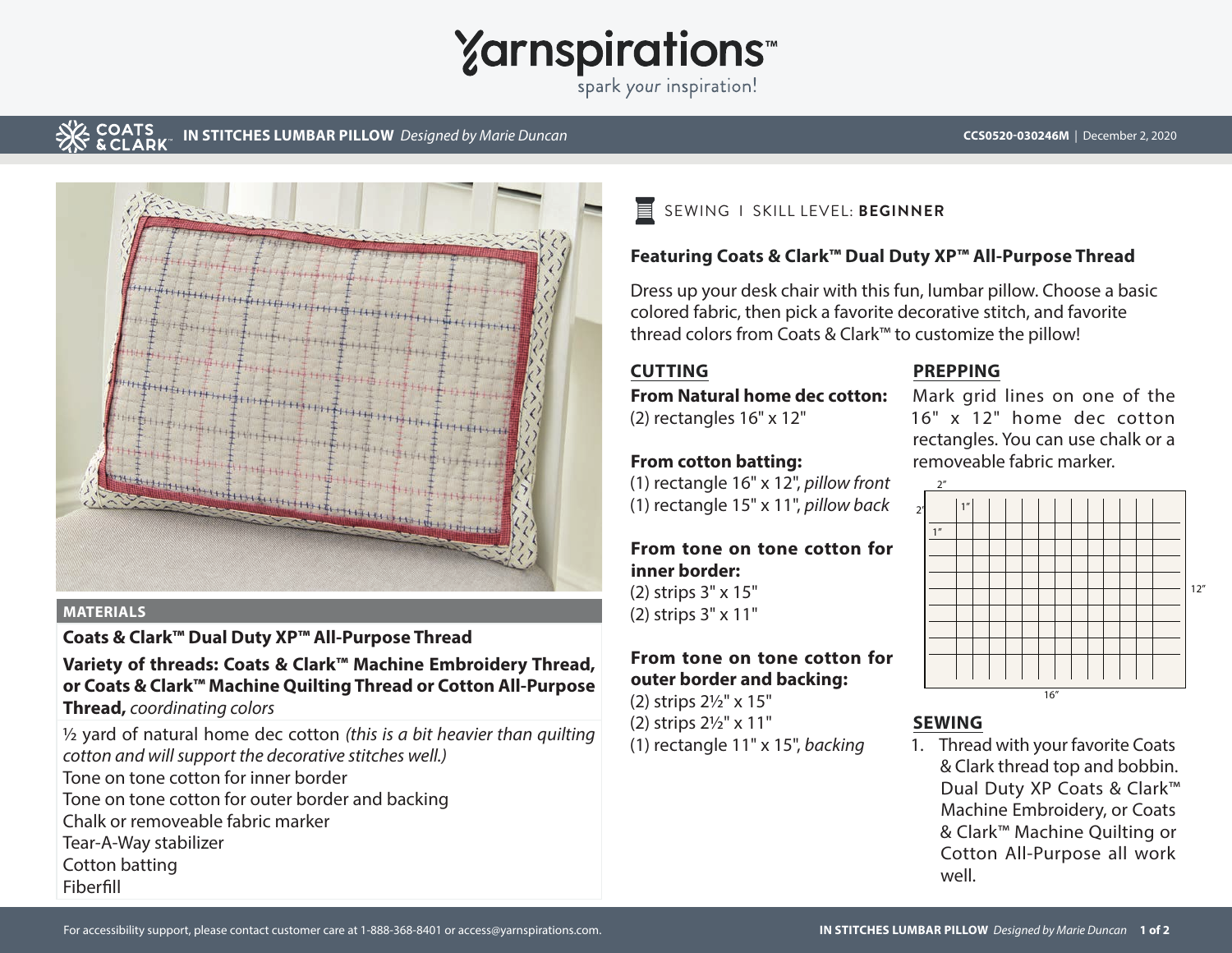# IN STITCHES LUMBAR PILLOW *Designed by Marie Duncan*

CCS0520-030246M | December 2, 2020

SEWING I SKILL LEVEL: **BEGINNER**

## Featuring Coats & Clark™ Dual Duty XP™ All-Purpose Thread

Dress up your desk chair with this fun, lumbar pillow. Choose a basic colored fabric, then pick a favorite decorative stitch, and favorite thread colors from Coats & Clark™ to customize the pillow!

## MATERIALS

**Coats & Clark™ Dual Duty XP™ All-Purpose Thread**

**Variety of threads: Coats & Clark™ Machine Embroidery Thread, or Coats & Clark™ Machine Quilting Thread or Cotton All-Purpose Thread,** *coordinating colors*

½ yard of natural home dec cotton *(this is a bit heavier than quilting cotton and will support the decorative stitches well.)*
Tone on tone cotton for inner border
Tone on tone cotton for outer border and backing
Chalk or removeable fabric marker
Tear-A-Way stabilizer
Cotton batting
Fiberfill

## CUTTING

**From Natural home dec cotton:**
(2) rectangles 16" x 12"

**From cotton batting:**
(1) rectangle 16" x 12", *pillow front*
(1) rectangle 15" x 11", *pillow back*

**From tone on tone cotton for inner border:**
(2) strips 3" x 15"
(2) strips 3" x 11"

**From tone on tone cotton for outer border and backing:**
(2) strips 2½" x 15"
(2) strips 2½" x 11"
(1) rectangle 11" x 15", *backing*

## PREPPING

Mark grid lines on one of the 16" x 12" home dec cotton rectangles. You can use chalk or a removeable fabric marker.

2" 1" 2" 1" 12" 16"

## SEWING

1. Thread with your favorite Coats & Clark thread top and bobbin. Dual Duty XP Coats & Clark™ Machine Embroidery, or Coats & Clark™ Machine Quilting or Cotton All-Purpose all work well.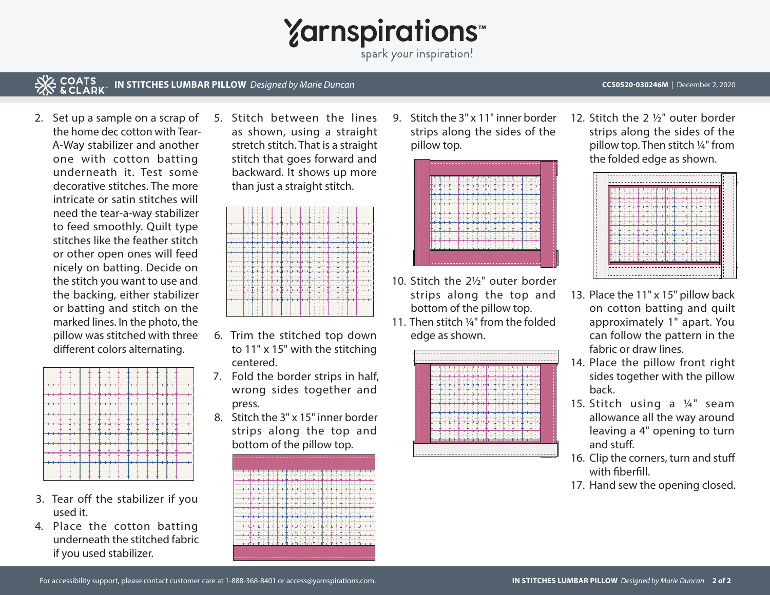2. Set up a sample on a scrap of the home dec cotton with Tear-A-Way stabilizer and another one with cotton batting underneath it. Test some decorative stitches. The more intricate or satin stitches will need the tear-a-way stabilizer to feed smoothly. Quilt type stitches like the feather stitch or other open ones will feed nicely on batting. Decide on the stitch you want to use and the backing, either stabilizer or batting and stitch on the marked lines. In the photo, the pillow was stitched with three different colors alternating.
3. Tear off the stabilizer if you used it.
4. Place the cotton batting underneath the stitched fabric if you used stabilizer.
5. Stitch between the lines as shown, using a straight stretch stitch. That is a straight stitch that goes forward and backward. It shows up more than just a straight stitch.
6. Trim the stitched top down to 11" x 15" with the stitching centered.
7. Fold the border strips in half, wrong sides together and press.
8. Stitch the 3" x 15" inner border strips along the top and bottom of the pillow top.
9. Stitch the 3" x 11" inner border strips along the sides of the pillow top.
10. Stitch the 2½" outer border strips along the top and bottom of the pillow top.
11. Then stitch ¼" from the folded edge as shown.
12. Stitch the 2 ½" outer border strips along the sides of the pillow top. Then stitch ¼" from the folded edge as shown.
13. Place the 11" x 15" pillow back on cotton batting and quilt approximately 1" apart. You can follow the pattern in the fabric or draw lines.
14. Place the pillow front right sides together with the pillow back.
15. Stitch using a ¼" seam allowance all the way around leaving a 4" opening to turn and stuff.
16. Clip the corners, turn and stuff with fiberfill.
17. Hand sew the opening closed.